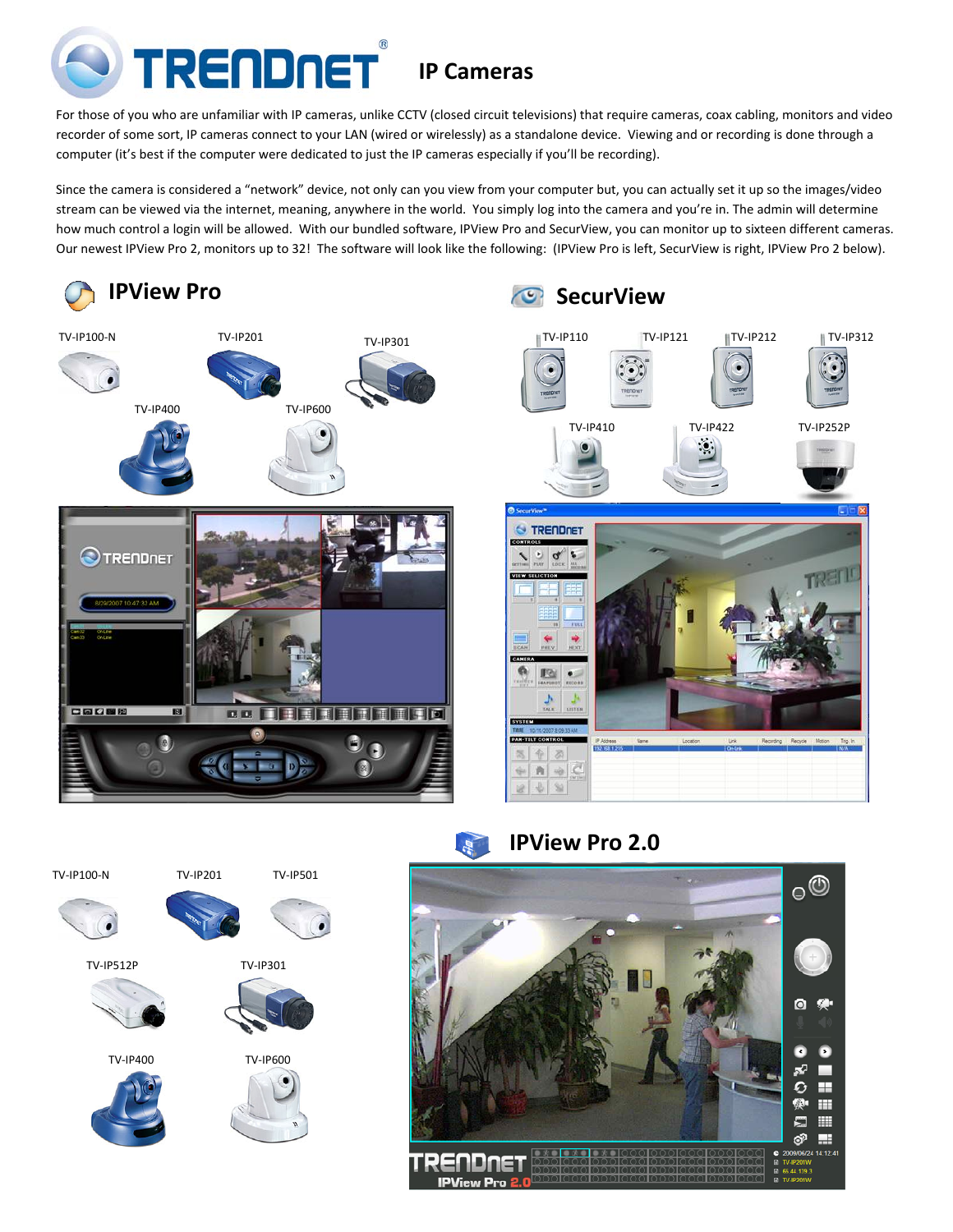# TRENDnet IP Cameras

For those of you who are unfamiliar with IP cameras, unlike CCTV (closed circuit televisions) that require cameras, coax cabling, monitors and video recorder of some sort, IP cameras connect to your LAN (wired or wirelessly) as a standalone device. Viewing and recording is done through a computer (it's best if the computer were dedicated to just the IP cameras especially if you'll be recording).

Since the camera is considered a "network" device, not only can you view from your computer but, you can actually set it up so the images/video stream can be viewed via the internet, meaning, anywhere in the world. You simply log into the camera and you're in. The admin will determine how much control a login will be allowed. With our bundled software, IPView Pro and SecurView, you can monitor up to sixteen different cameras. Our newest IPView Pro 2, monitors up to 32! The software will look like the following: (IPView Pro is left, SecurView is right, IPView Pro 2 below).

## IPView Pro

TV-IP100-N, TV-IP201, TV-IP301, TV-IP400, TV-IP600

## SecurView

TV-IP110, TV-IP121, TV-IP212, TV-IP312, TV-IP410, TV-IP422, TV-IP252P

## IPView Pro 2.0

TV-IP100-N, TV-IP201, TV-IP501, TV-IP512P, TV-IP301, TV-IP400, TV-IP600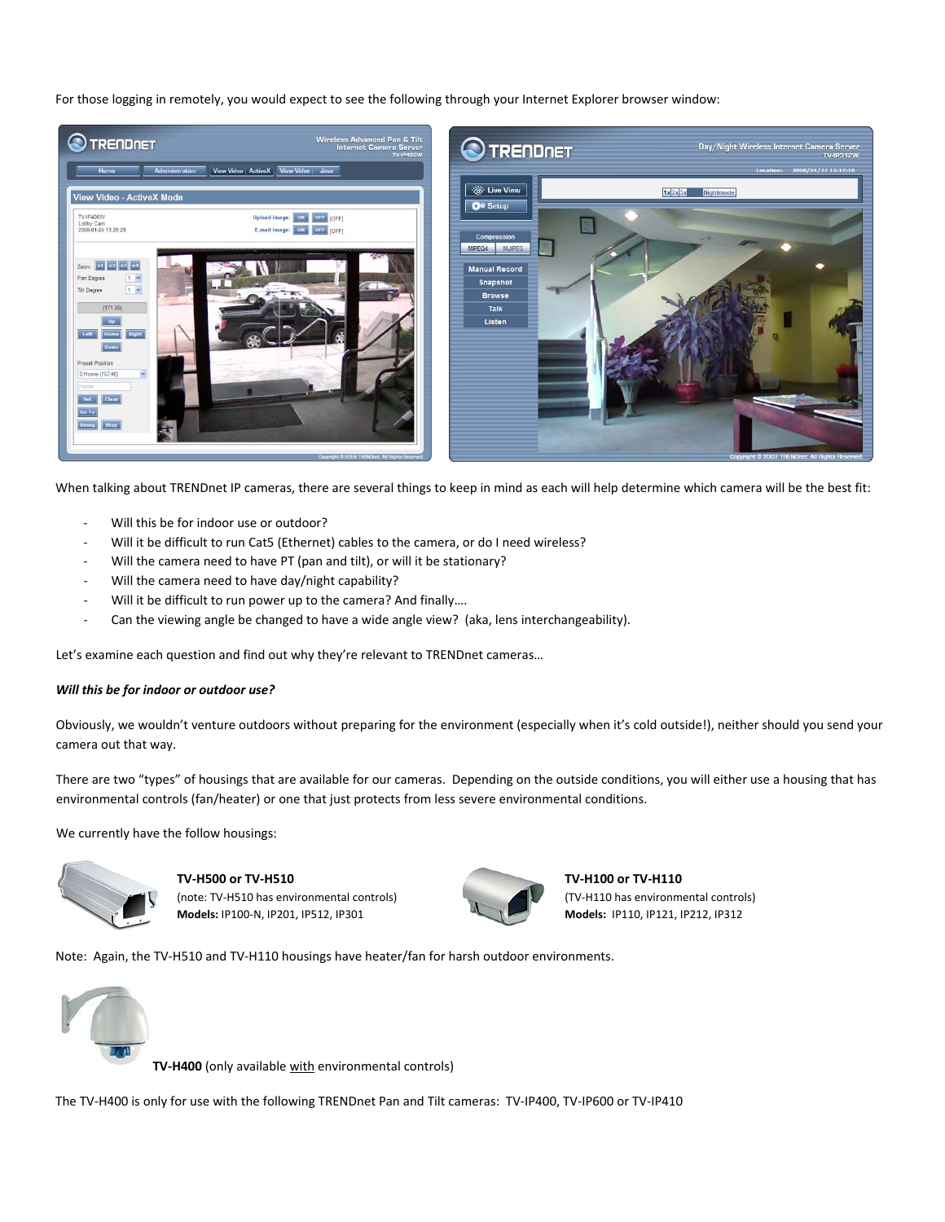For those logging in remotely, you would expect to see the following through your Internet Explorer browser window:

When talking about TRENDnet IP cameras, there are several things to keep in mind as each will help determine which camera will be the best fit:

- Will this be for indoor use or outdoor?
- Will it be difficult to run Cat5 (Ethernet) cables to the camera, or do I need wireless?
- Will the camera need to have PT (pan and tilt), or will it be stationary?
- Will the camera need to have day/night capability?
- Will it be difficult to run power up to the camera? And finally….
- Can the viewing angle be changed to have a wide angle view? (aka, lens interchangeability).

Let's examine each question and find out why they're relevant to TRENDnet cameras…

***Will this be for indoor or outdoor use?***

Obviously, we wouldn't venture outdoors without preparing for the environment (especially when it's cold outside!), neither should you send your camera out that way.

There are two "types" of housings that are available for our cameras. Depending on the outside conditions, you will either use a housing that has environmental controls (fan/heater) or one that just protects from less severe environmental conditions.

We currently have the follow housings:

**TV-H500 or TV-H510**
(note: TV-H510 has environmental controls)
**Models:** IP100-N, IP201, IP512, IP301

**TV-H100 or TV-H110**
(TV-H110 has environmental controls)
**Models:** IP110, IP121, IP212, IP312

Note: Again, the TV-H510 and TV-H110 housings have heater/fan for harsh outdoor environments.

**TV-H400** (only available <u>with</u> environmental controls)

The TV-H400 is only for use with the following TRENDnet Pan and Tilt cameras: TV-IP400, TV-IP600 or TV-IP410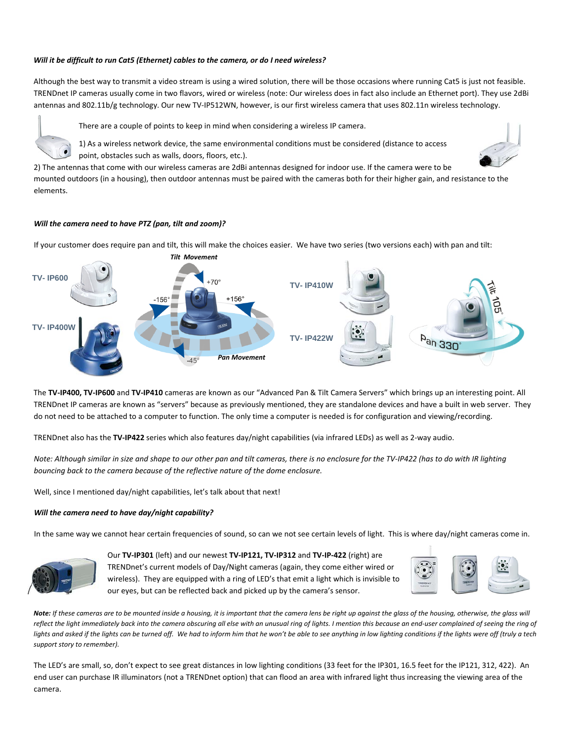***Will it be difficult to run Cat5 (Ethernet) cables to the camera, or do I need wireless?***

Although the best way to transmit a video stream is using a wired solution, there will be those occasions where running Cat5 is just not feasible. TRENDnet IP cameras usually come in two flavors, wired or wireless (note: Our wireless does in fact also include an Ethernet port). They use 2dBi antennas and 802.11b/g technology. Our new TV-IP512WN, however, is our first wireless camera that uses 802.11n wireless technology.

There are a couple of points to keep in mind when considering a wireless IP camera.

1) As a wireless network device, the same environmental conditions must be considered (distance to access point, obstacles such as walls, doors, floors, etc.).

2) The antennas that come with our wireless cameras are 2dBi antennas designed for indoor use. If the camera were to be mounted outdoors (in a housing), then outdoor antennas must be paired with the cameras both for their higher gain, and resistance to the elements.

***Will the camera need to have PTZ (pan, tilt and zoom)?***

If your customer does require pan and tilt, this will make the choices easier. We have two series (two versions each) with pan and tilt:

TV- IP600

TV- IP400W

*Tilt Movement*

+70°

-156°

+156°

-45°

*Pan Movement*

TV- IP410W

TV- IP422W

Tilt 105°

Pan 330°

The **TV-IP400, TV-IP600** and **TV-IP410** cameras are known as our "Advanced Pan & Tilt Camera Servers" which brings up an interesting point. All TRENDnet IP cameras are known as "servers" because as previously mentioned, they are standalone devices and have a built in web server. They do not need to be attached to a computer to function. The only time a computer is needed is for configuration and viewing/recording.

TRENDnet also has the **TV-IP422** series which also features day/night capabilities (via infrared LEDs) as well as 2-way audio.

*Note: Although similar in size and shape to our other pan and tilt cameras, there is no enclosure for the TV-IP422 (has to do with IR lighting bouncing back to the camera because of the reflective nature of the dome enclosure.*

Well, since I mentioned day/night capabilities, let's talk about that next!

***Will the camera need to have day/night capability?***

In the same way we cannot hear certain frequencies of sound, so can we not see certain levels of light. This is where day/night cameras come in.

Our **TV-IP301** (left) and our newest **TV-IP121, TV-IP312** and **TV-IP-422** (right) are TRENDnet's current models of Day/Night cameras (again, they come either wired or wireless). They are equipped with a ring of LED's that emit a light which is invisible to our eyes, but can be reflected back and picked up by the camera's sensor.

***Note:*** *If these cameras are to be mounted inside a housing, it is important that the camera lens be right up against the glass of the housing, otherwise, the glass will reflect the light immediately back into the camera obscuring all else with an unusual ring of lights. I mention this because an end-user complained of seeing the ring of lights and asked if the lights can be turned off. We had to inform him that he won't be able to see anything in low lighting conditions if the lights were off (truly a tech support story to remember).*

The LED's are small, so, don't expect to see great distances in low lighting conditions (33 feet for the IP301, 16.5 feet for the IP121, 312, 422). An end user can purchase IR illuminators (not a TRENDnet option) that can flood an area with infrared light thus increasing the viewing area of the camera.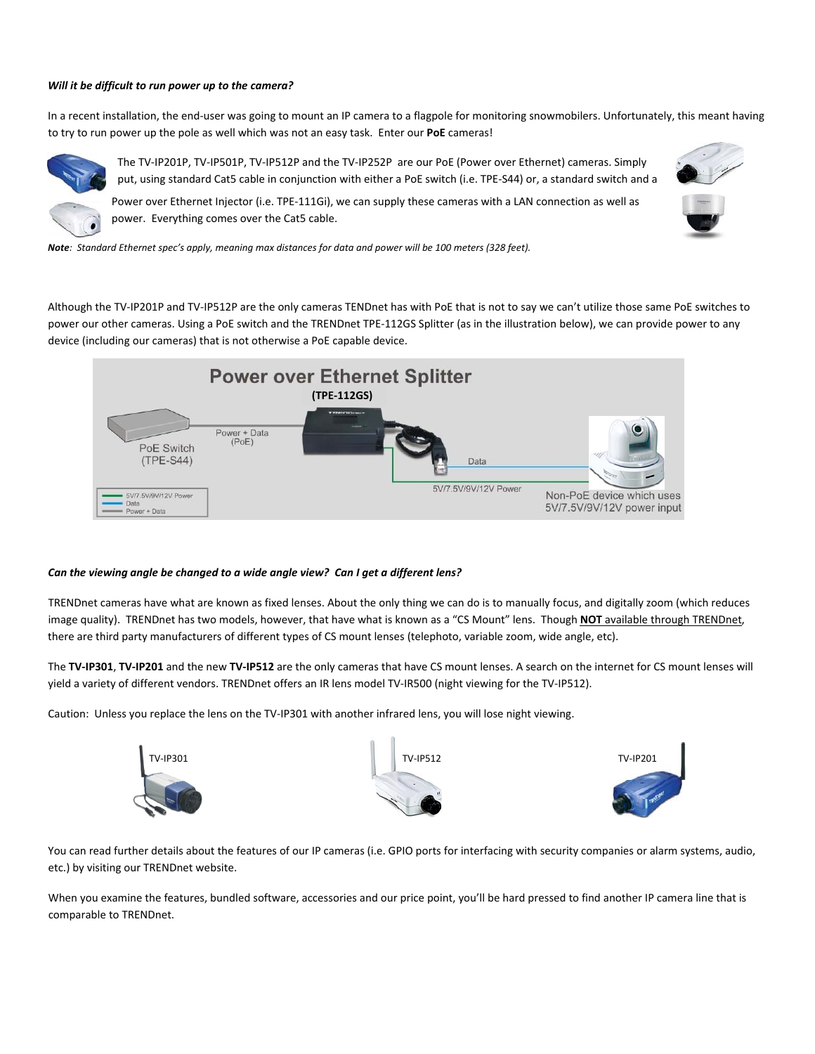***Will it be difficult to run power up to the camera?***

In a recent installation, the end-user was going to mount an IP camera to a flagpole for monitoring snowmobilers. Unfortunately, this meant having to try to run power up the pole as well which was not an easy task. Enter our **PoE** cameras!

The TV-IP201P, TV-IP501P, TV-IP512P and the TV-IP252P are our PoE (Power over Ethernet) cameras. Simply put, using standard Cat5 cable in conjunction with either a PoE switch (i.e. TPE-S44) or, a standard switch and a Power over Ethernet Injector (i.e. TPE-111Gi), we can supply these cameras with a LAN connection as well as power. Everything comes over the Cat5 cable.

***Note**: Standard Ethernet spec's apply, meaning max distances for data and power will be 100 meters (328 feet).*

Although the TV-IP201P and TV-IP512P are the only cameras TENDnet has with PoE that is not to say we can't utilize those same PoE switches to power our other cameras. Using a PoE switch and the TRENDnet TPE-112GS Splitter (as in the illustration below), we can provide power to any device (including our cameras) that is not otherwise a PoE capable device.

Power over Ethernet Splitter
(TPE-112GS)
PoE Switch
(TPE-S44)
Power + Data
(PoE)
Data
5V/7.5V/9V/12V Power
Non-PoE device which uses
5V/7.5V/9V/12V power input
5V/7.5V/9V/12V Power
Data
Power + Data

***Can the viewing angle be changed to a wide angle view? Can I get a different lens?***

TRENDnet cameras have what are known as fixed lenses. About the only thing we can do is to manually focus, and digitally zoom (which reduces image quality). TRENDnet has two models, however, that have what is known as a "CS Mount" lens. Though **NOT** available through TRENDnet, there are third party manufacturers of different types of CS mount lenses (telephoto, variable zoom, wide angle, etc).

The **TV-IP301**, **TV-IP201** and the new **TV-IP512** are the only cameras that have CS mount lenses. A search on the internet for CS mount lenses will yield a variety of different vendors. TRENDnet offers an IR lens model TV-IR500 (night viewing for the TV-IP512).

Caution: Unless you replace the lens on the TV-IP301 with another infrared lens, you will lose night viewing.

TV-IP301

TV-IP512

TV-IP201

You can read further details about the features of our IP cameras (i.e. GPIO ports for interfacing with security companies or alarm systems, audio, etc.) by visiting our TRENDnet website.

When you examine the features, bundled software, accessories and our price point, you'll be hard pressed to find another IP camera line that is comparable to TRENDnet.